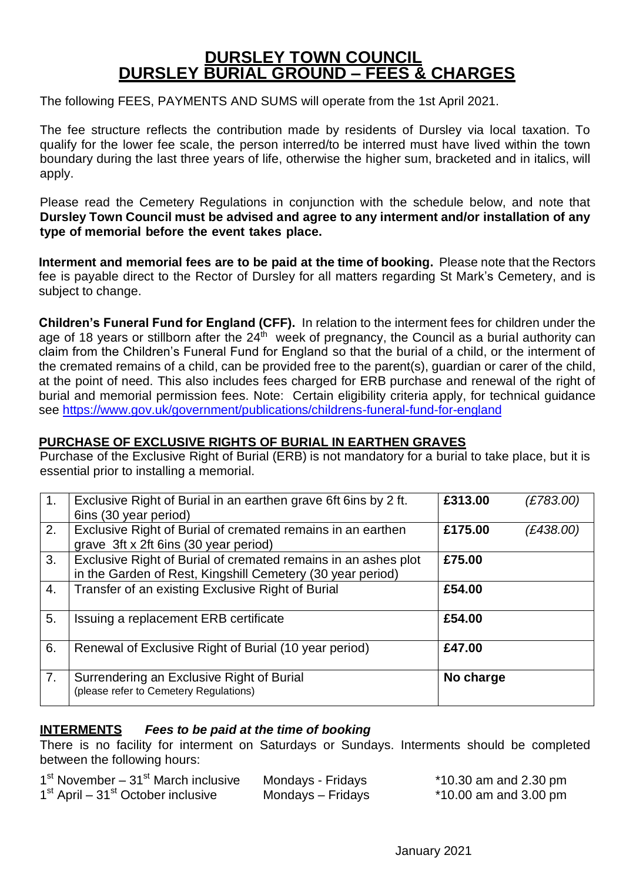# DURSLEY TOWN COUNCIL
# DURSLEY BURIAL GROUND – FEES & CHARGES

The following FEES, PAYMENTS AND SUMS will operate from the 1st April 2021.

The fee structure reflects the contribution made by residents of Dursley via local taxation. To qualify for the lower fee scale, the person interred/to be interred must have lived within the town boundary during the last three years of life, otherwise the higher sum, bracketed and in italics, will apply.

Please read the Cemetery Regulations in conjunction with the schedule below, and note that **Dursley Town Council must be advised and agree to any interment and/or installation of any type of memorial before the event takes place.**

**Interment and memorial fees are to be paid at the time of booking.** Please note that the Rectors fee is payable direct to the Rector of Dursley for all matters regarding St Mark's Cemetery, and is subject to change.

**Children's Funeral Fund for England (CFF).** In relation to the interment fees for children under the age of 18 years or stillborn after the 24th week of pregnancy, the Council as a burial authority can claim from the Children's Funeral Fund for England so that the burial of a child, or the interment of the cremated remains of a child, can be provided free to the parent(s), guardian or carer of the child, at the point of need. This also includes fees charged for ERB purchase and renewal of the right of burial and memorial permission fees. Note: Certain eligibility criteria apply, for technical guidance see https://www.gov.uk/government/publications/childrens-funeral-fund-for-england

## PURCHASE OF EXCLUSIVE RIGHTS OF BURIAL IN EARTHEN GRAVES

Purchase of the Exclusive Right of Burial (ERB) is not mandatory for a burial to take place, but it is essential prior to installing a memorial.

| | | | |
|---|---|---|---|
| 1. | Exclusive Right of Burial in an earthen grave 6ft 6ins by 2 ft. 6ins (30 year period) | **£313.00** | *(£783.00)* |
| 2. | Exclusive Right of Burial of cremated remains in an earthen grave 3ft x 2ft 6ins (30 year period) | **£175.00** | *(£438.00)* |
| 3. | Exclusive Right of Burial of cremated remains in an ashes plot in the Garden of Rest, Kingshill Cemetery (30 year period) | **£75.00** | |
| 4. | Transfer of an existing Exclusive Right of Burial | **£54.00** | |
| 5. | Issuing a replacement ERB certificate | **£54.00** | |
| 6. | Renewal of Exclusive Right of Burial (10 year period) | **£47.00** | |
| 7. | Surrendering an Exclusive Right of Burial (please refer to Cemetery Regulations) | **No charge** | |

## INTERMENTS *Fees to be paid at the time of booking*

There is no facility for interment on Saturdays or Sundays. Interments should be completed between the following hours:

| | | |
|---|---|---|
| 1st November – 31st March inclusive | Mondays - Fridays | *10.30 am and 2.30 pm |
| 1st April – 31st October inclusive | Mondays – Fridays | *10.00 am and 3.00 pm |

January 2021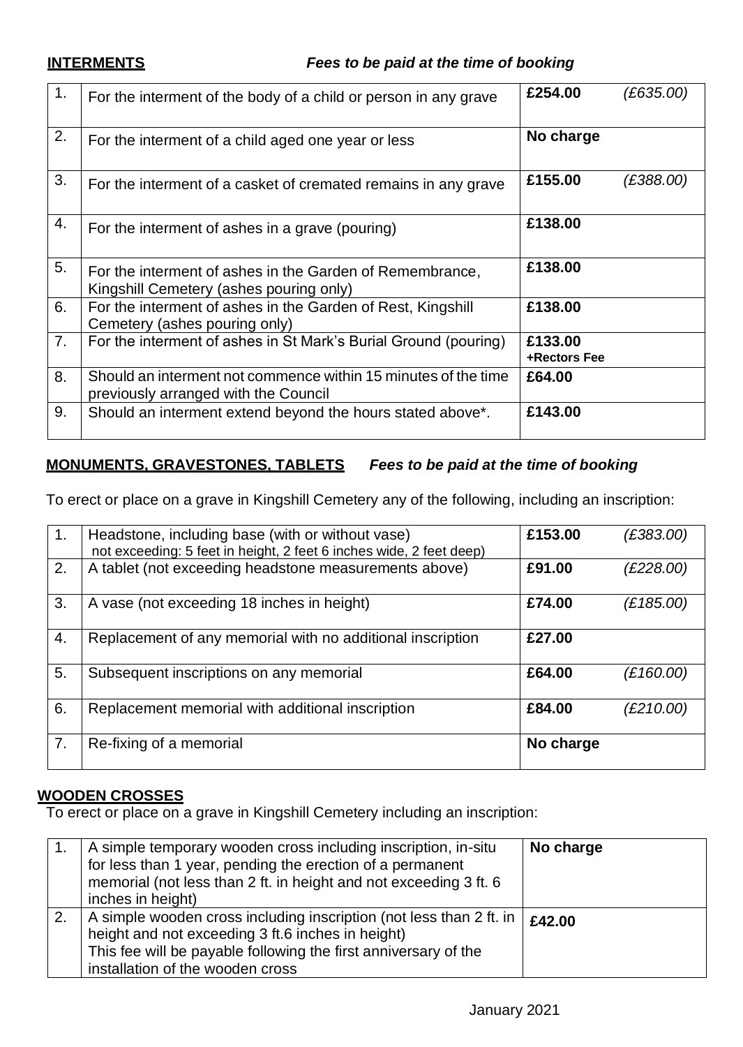**INTERMENTS** ***Fees to be paid at the time of booking***

| | | | |
|---|---|---|---|
| 1. | For the interment of the body of a child or person in any grave | **£254.00** | *(£635.00)* |
| 2. | For the interment of a child aged one year or less | **No charge** | |
| 3. | For the interment of a casket of cremated remains in any grave | **£155.00** | *(£388.00)* |
| 4. | For the interment of ashes in a grave (pouring) | **£138.00** | |
| 5. | For the interment of ashes in the Garden of Remembrance, Kingshill Cemetery (ashes pouring only) | **£138.00** | |
| 6. | For the interment of ashes in the Garden of Rest, Kingshill Cemetery (ashes pouring only) | **£138.00** | |
| 7. | For the interment of ashes in St Mark's Burial Ground (pouring) | **£133.00 +Rectors Fee** | |
| 8. | Should an interment not commence within 15 minutes of the time previously arranged with the Council | **£64.00** | |
| 9. | Should an interment extend beyond the hours stated above*. | **£143.00** | |

**MONUMENTS, GRAVESTONES, TABLETS** ***Fees to be paid at the time of booking***

To erect or place on a grave in Kingshill Cemetery any of the following, including an inscription:

| | | | |
|---|---|---|---|
| 1. | Headstone, including base (with or without vase) not exceeding: 5 feet in height, 2 feet 6 inches wide, 2 feet deep) | **£153.00** | *(£383.00)* |
| 2. | A tablet (not exceeding headstone measurements above) | **£91.00** | *(£228.00)* |
| 3. | A vase (not exceeding 18 inches in height) | **£74.00** | *(£185.00)* |
| 4. | Replacement of any memorial with no additional inscription | **£27.00** | |
| 5. | Subsequent inscriptions on any memorial | **£64.00** | *(£160.00)* |
| 6. | Replacement memorial with additional inscription | **£84.00** | *(£210.00)* |
| 7. | Re-fixing of a memorial | **No charge** | |

**WOODEN CROSSES**

To erect or place on a grave in Kingshill Cemetery including an inscription:

| | | |
|---|---|---|
| 1. | A simple temporary wooden cross including inscription, in-situ for less than 1 year, pending the erection of a permanent memorial (not less than 2 ft. in height and not exceeding 3 ft. 6 inches in height) | **No charge** |
| 2. | A simple wooden cross including inscription (not less than 2 ft. in height and not exceeding 3 ft.6 inches in height) This fee will be payable following the first anniversary of the installation of the wooden cross | **£42.00** |

January 2021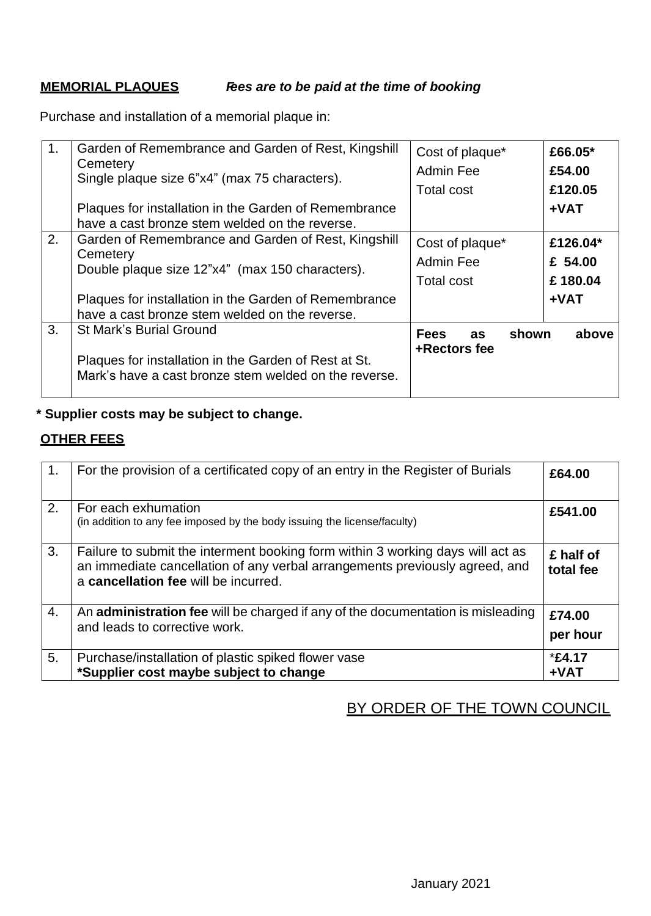**MEMORIAL PLAQUES** ***Fees are to be paid at the time of booking***

Purchase and installation of a memorial plaque in:

| | | | |
|---|---|---|---|
| 1. | Garden of Remembrance and Garden of Rest, Kingshill Cemetery<br>Single plaque size 6"x4" (max 75 characters).<br><br>Plaques for installation in the Garden of Remembrance have a cast bronze stem welded on the reverse. | Cost of plaque*<br>Admin Fee<br>Total cost | **£66.05***<br>**£54.00**<br>**£120.05**<br>**+VAT** |
| 2. | Garden of Remembrance and Garden of Rest, Kingshill Cemetery<br>Double plaque size 12"x4" (max 150 characters).<br><br>Plaques for installation in the Garden of Remembrance have a cast bronze stem welded on the reverse. | Cost of plaque*<br>Admin Fee<br>Total cost | **£126.04***<br>**£ 54.00**<br>**£ 180.04**<br>**+VAT** |
| 3. | St Mark's Burial Ground<br><br>Plaques for installation in the Garden of Rest at St. Mark's have a cast bronze stem welded on the reverse. | **Fees as shown above +Rectors fee** | |

**\* Supplier costs may be subject to change.**

**OTHER FEES**

| | | |
|---|---|---|
| 1. | For the provision of a certificated copy of an entry in the Register of Burials | **£64.00** |
| 2. | For each exhumation<br>(in addition to any fee imposed by the body issuing the license/faculty) | **£541.00** |
| 3. | Failure to submit the interment booking form within 3 working days will act as an immediate cancellation of any verbal arrangements previously agreed, and a **cancellation fee** will be incurred. | **£ half of total fee** |
| 4. | An **administration fee** will be charged if any of the documentation is misleading and leads to corrective work. | **£74.00 per hour** |
| 5. | Purchase/installation of plastic spiked flower vase<br>**\*Supplier cost maybe subject to change** | *__£4.17 +VAT__ |

BY ORDER OF THE TOWN COUNCIL

January 2021